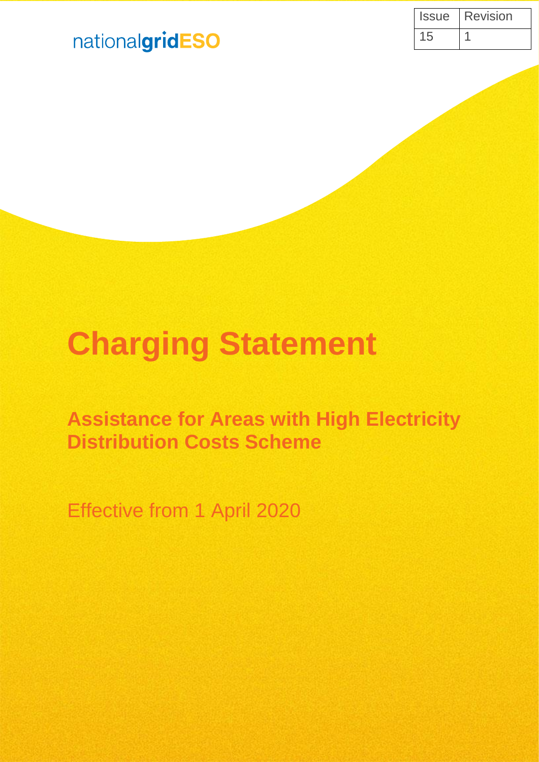nationalgridESO

| Issue | Revision |
| --- | --- |
| 15 | 1 |

# Charging Statement

## Assistance for Areas with High Electricity Distribution Costs Scheme

Effective from 1 April 2020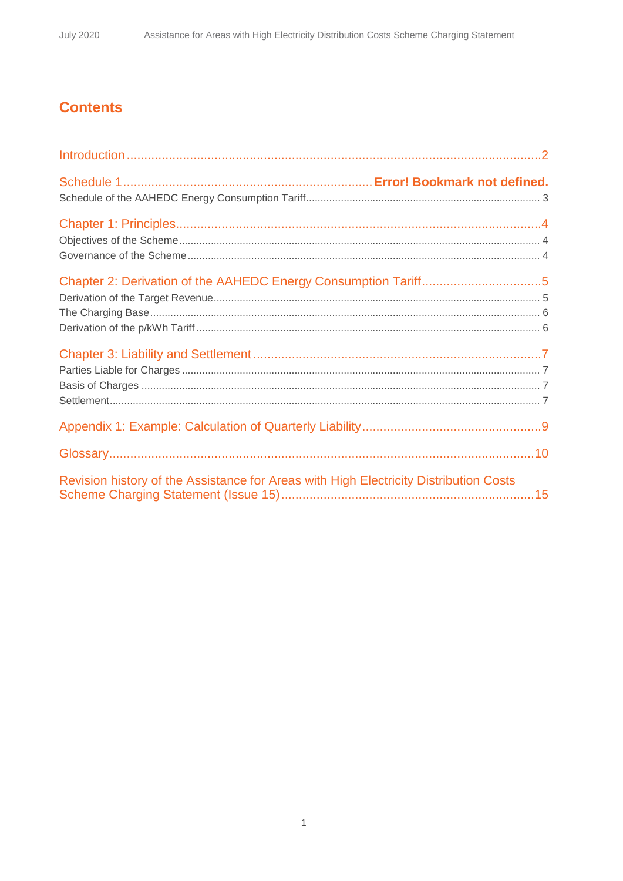# Contents

Introduction ..... 2

Schedule 1 ..... **Error! Bookmark not defined.**

Schedule of the AAHEDC Energy Consumption Tariff ..... 3

Chapter 1: Principles ..... 4

Objectives of the Scheme ..... 4

Governance of the Scheme ..... 4

Chapter 2: Derivation of the AAHEDC Energy Consumption Tariff ..... 5

Derivation of the Target Revenue ..... 5

The Charging Base ..... 6

Derivation of the p/kWh Tariff ..... 6

Chapter 3: Liability and Settlement ..... 7

Parties Liable for Charges ..... 7

Basis of Charges ..... 7

Settlement ..... 7

Appendix 1: Example: Calculation of Quarterly Liability ..... 9

Glossary ..... 10

Revision history of the Assistance for Areas with High Electricity Distribution Costs Scheme Charging Statement (Issue 15) ..... 15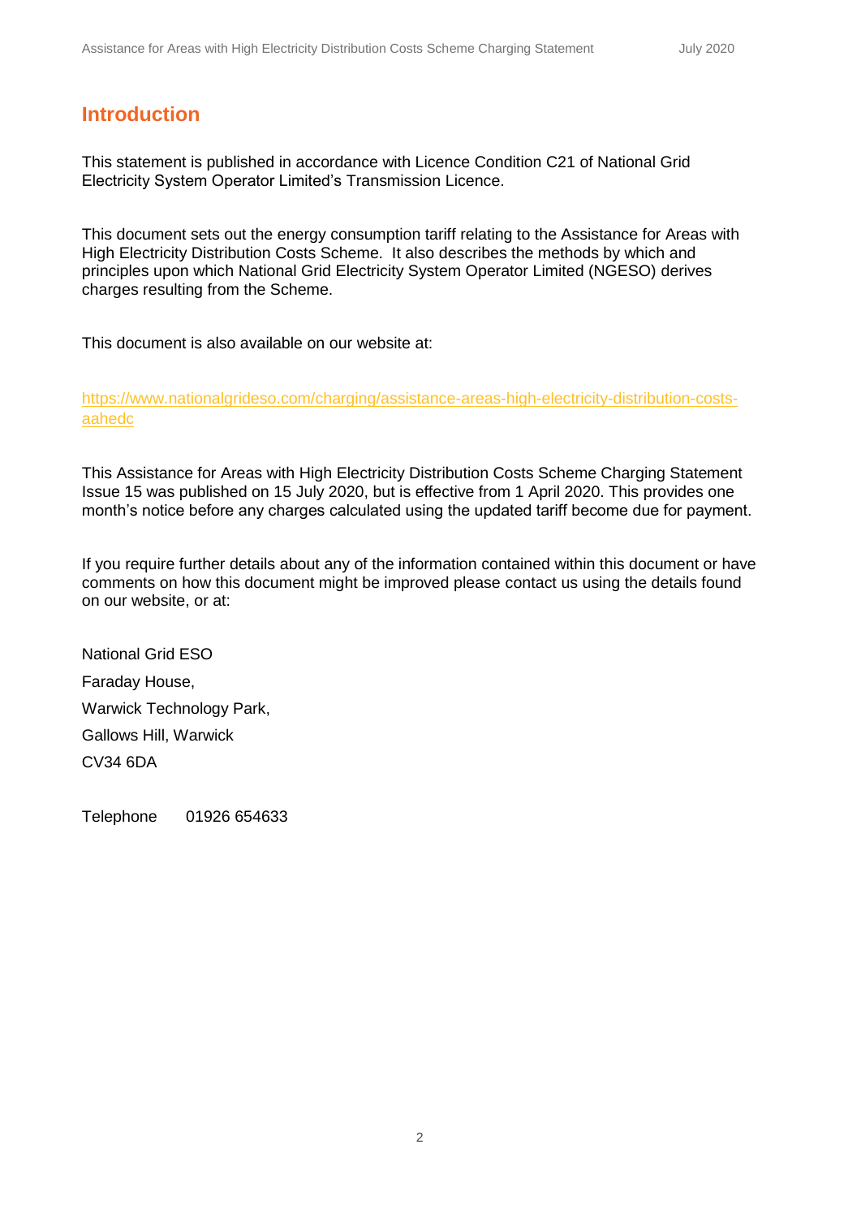# Introduction

This statement is published in accordance with Licence Condition C21 of National Grid Electricity System Operator Limited's Transmission Licence.

This document sets out the energy consumption tariff relating to the Assistance for Areas with High Electricity Distribution Costs Scheme. It also describes the methods by which and principles upon which National Grid Electricity System Operator Limited (NGESO) derives charges resulting from the Scheme.

This document is also available on our website at:

https://www.nationalgrideso.com/charging/assistance-areas-high-electricity-distribution-costs-aahedc

This Assistance for Areas with High Electricity Distribution Costs Scheme Charging Statement Issue 15 was published on 15 July 2020, but is effective from 1 April 2020. This provides one month's notice before any charges calculated using the updated tariff become due for payment.

If you require further details about any of the information contained within this document or have comments on how this document might be improved please contact us using the details found on our website, or at:

National Grid ESO
Faraday House,
Warwick Technology Park,
Gallows Hill, Warwick
CV34 6DA

Telephone 01926 654633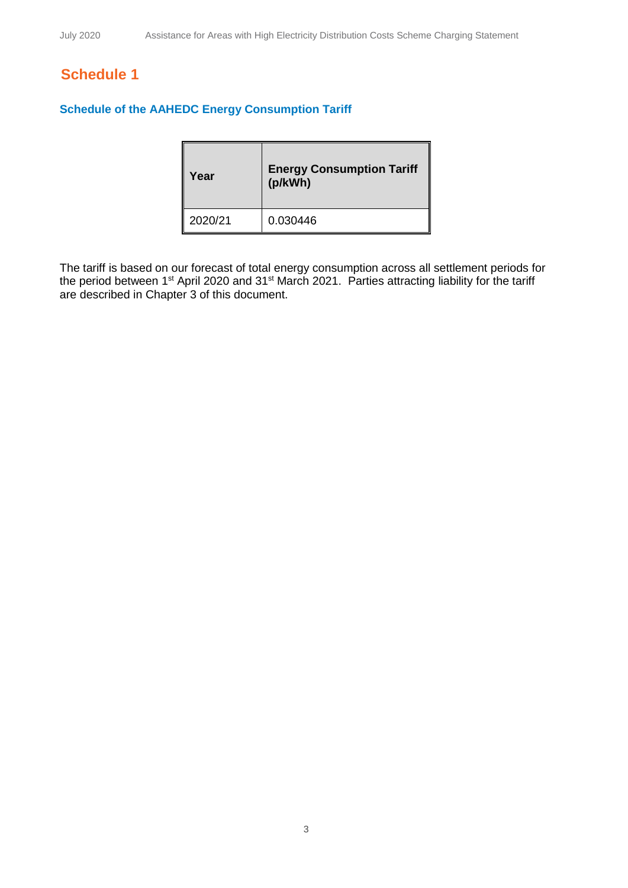## Schedule 1

### Schedule of the AAHEDC Energy Consumption Tariff

| Year | Energy Consumption Tariff (p/kWh) |
|---|---|
| 2020/21 | 0.030446 |

The tariff is based on our forecast of total energy consumption across all settlement periods for the period between 1st April 2020 and 31st March 2021. Parties attracting liability for the tariff are described in Chapter 3 of this document.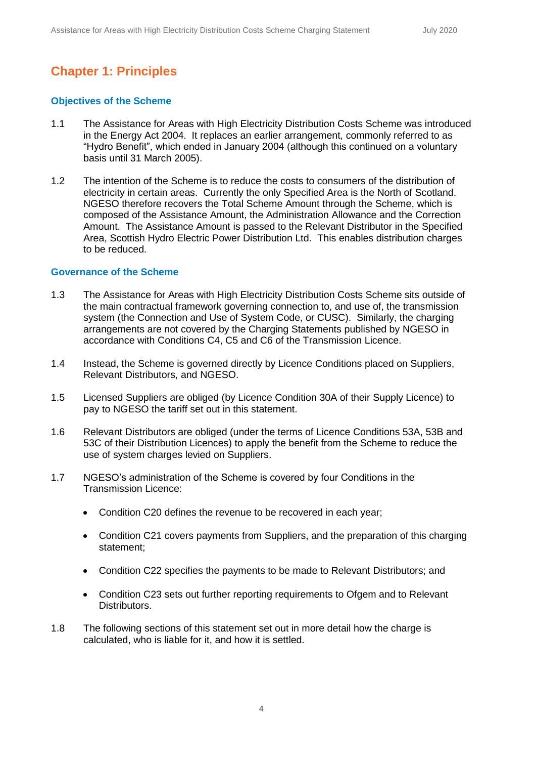# Chapter 1: Principles

## Objectives of the Scheme

1.1 The Assistance for Areas with High Electricity Distribution Costs Scheme was introduced in the Energy Act 2004. It replaces an earlier arrangement, commonly referred to as "Hydro Benefit", which ended in January 2004 (although this continued on a voluntary basis until 31 March 2005).

1.2 The intention of the Scheme is to reduce the costs to consumers of the distribution of electricity in certain areas. Currently the only Specified Area is the North of Scotland. NGESO therefore recovers the Total Scheme Amount through the Scheme, which is composed of the Assistance Amount, the Administration Allowance and the Correction Amount. The Assistance Amount is passed to the Relevant Distributor in the Specified Area, Scottish Hydro Electric Power Distribution Ltd. This enables distribution charges to be reduced.

## Governance of the Scheme

1.3 The Assistance for Areas with High Electricity Distribution Costs Scheme sits outside of the main contractual framework governing connection to, and use of, the transmission system (the Connection and Use of System Code, or CUSC). Similarly, the charging arrangements are not covered by the Charging Statements published by NGESO in accordance with Conditions C4, C5 and C6 of the Transmission Licence.

1.4 Instead, the Scheme is governed directly by Licence Conditions placed on Suppliers, Relevant Distributors, and NGESO.

1.5 Licensed Suppliers are obliged (by Licence Condition 30A of their Supply Licence) to pay to NGESO the tariff set out in this statement.

1.6 Relevant Distributors are obliged (under the terms of Licence Conditions 53A, 53B and 53C of their Distribution Licences) to apply the benefit from the Scheme to reduce the use of system charges levied on Suppliers.

1.7 NGESO's administration of the Scheme is covered by four Conditions in the Transmission Licence:

- Condition C20 defines the revenue to be recovered in each year;
- Condition C21 covers payments from Suppliers, and the preparation of this charging statement;
- Condition C22 specifies the payments to be made to Relevant Distributors; and
- Condition C23 sets out further reporting requirements to Ofgem and to Relevant Distributors.

1.8 The following sections of this statement set out in more detail how the charge is calculated, who is liable for it, and how it is settled.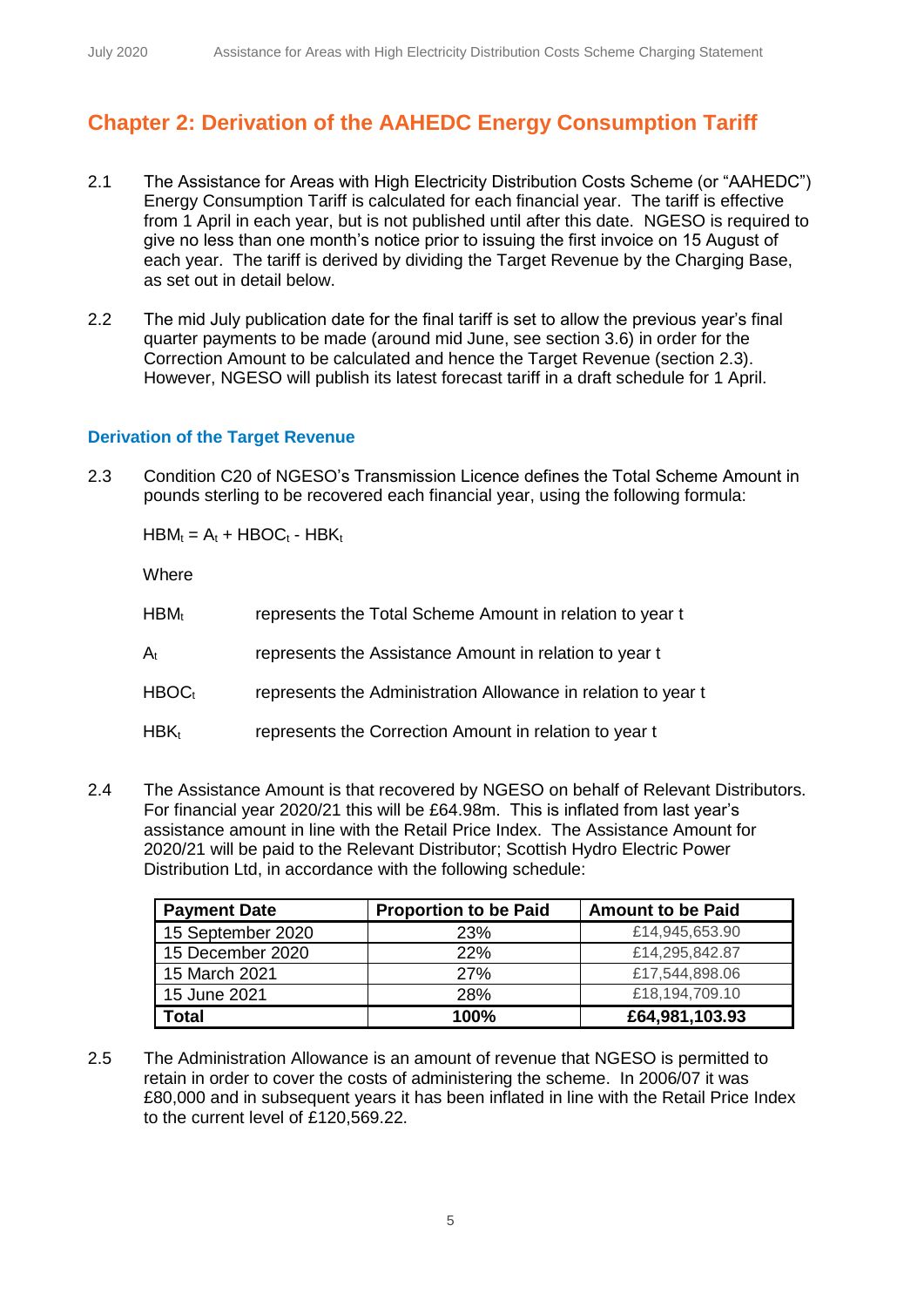## Chapter 2: Derivation of the AAHEDC Energy Consumption Tariff

2.1 The Assistance for Areas with High Electricity Distribution Costs Scheme (or "AAHEDC") Energy Consumption Tariff is calculated for each financial year. The tariff is effective from 1 April in each year, but is not published until after this date. NGESO is required to give no less than one month's notice prior to issuing the first invoice on 15 August of each year. The tariff is derived by dividing the Target Revenue by the Charging Base, as set out in detail below.

2.2 The mid July publication date for the final tariff is set to allow the previous year's final quarter payments to be made (around mid June, see section 3.6) in order for the Correction Amount to be calculated and hence the Target Revenue (section 2.3). However, NGESO will publish its latest forecast tariff in a draft schedule for 1 April.

### Derivation of the Target Revenue

2.3 Condition C20 of NGESO's Transmission Licence defines the Total Scheme Amount in pounds sterling to be recovered each financial year, using the following formula:

$$HBM_t = A_t + HBOC_t - HBK_t$$

Where

| | |
|---|---|
| $HBM_t$ | represents the Total Scheme Amount in relation to year t |
| $A_t$ | represents the Assistance Amount in relation to year t |
| $HBOC_t$ | represents the Administration Allowance in relation to year t |
| $HBK_t$ | represents the Correction Amount in relation to year t |

2.4 The Assistance Amount is that recovered by NGESO on behalf of Relevant Distributors. For financial year 2020/21 this will be £64.98m. This is inflated from last year's assistance amount in line with the Retail Price Index. The Assistance Amount for 2020/21 will be paid to the Relevant Distributor; Scottish Hydro Electric Power Distribution Ltd, in accordance with the following schedule:

| Payment Date | Proportion to be Paid | Amount to be Paid |
|---|---|---|
| 15 September 2020 | 23% | £14,945,653.90 |
| 15 December 2020 | 22% | £14,295,842.87 |
| 15 March 2021 | 27% | £17,544,898.06 |
| 15 June 2021 | 28% | £18,194,709.10 |
| **Total** | **100%** | **£64,981,103.93** |

2.5 The Administration Allowance is an amount of revenue that NGESO is permitted to retain in order to cover the costs of administering the scheme. In 2006/07 it was £80,000 and in subsequent years it has been inflated in line with the Retail Price Index to the current level of £120,569.22.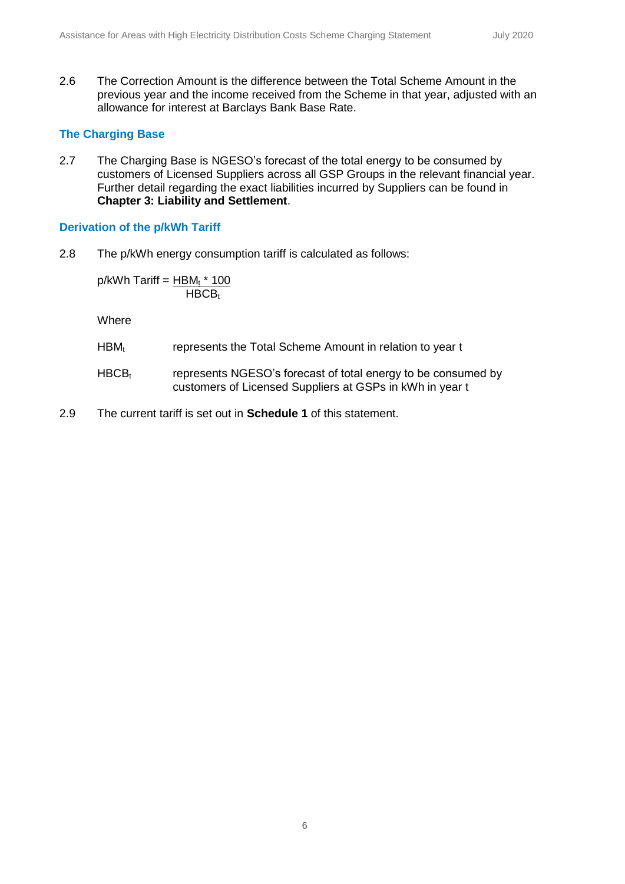2.6 The Correction Amount is the difference between the Total Scheme Amount in the previous year and the income received from the Scheme in that year, adjusted with an allowance for interest at Barclays Bank Base Rate.

### The Charging Base

2.7 The Charging Base is NGESO's forecast of the total energy to be consumed by customers of Licensed Suppliers across all GSP Groups in the relevant financial year. Further detail regarding the exact liabilities incurred by Suppliers can be found in **Chapter 3: Liability and Settlement**.

### Derivation of the p/kWh Tariff

2.8 The p/kWh energy consumption tariff is calculated as follows:

$$\text{p/kWh Tariff} = \frac{HBM_t * 100}{HBCB_t}$$

Where

$HBM_t$ represents the Total Scheme Amount in relation to year t

$HBCB_t$ represents NGESO's forecast of total energy to be consumed by customers of Licensed Suppliers at GSPs in kWh in year t

2.9 The current tariff is set out in **Schedule 1** of this statement.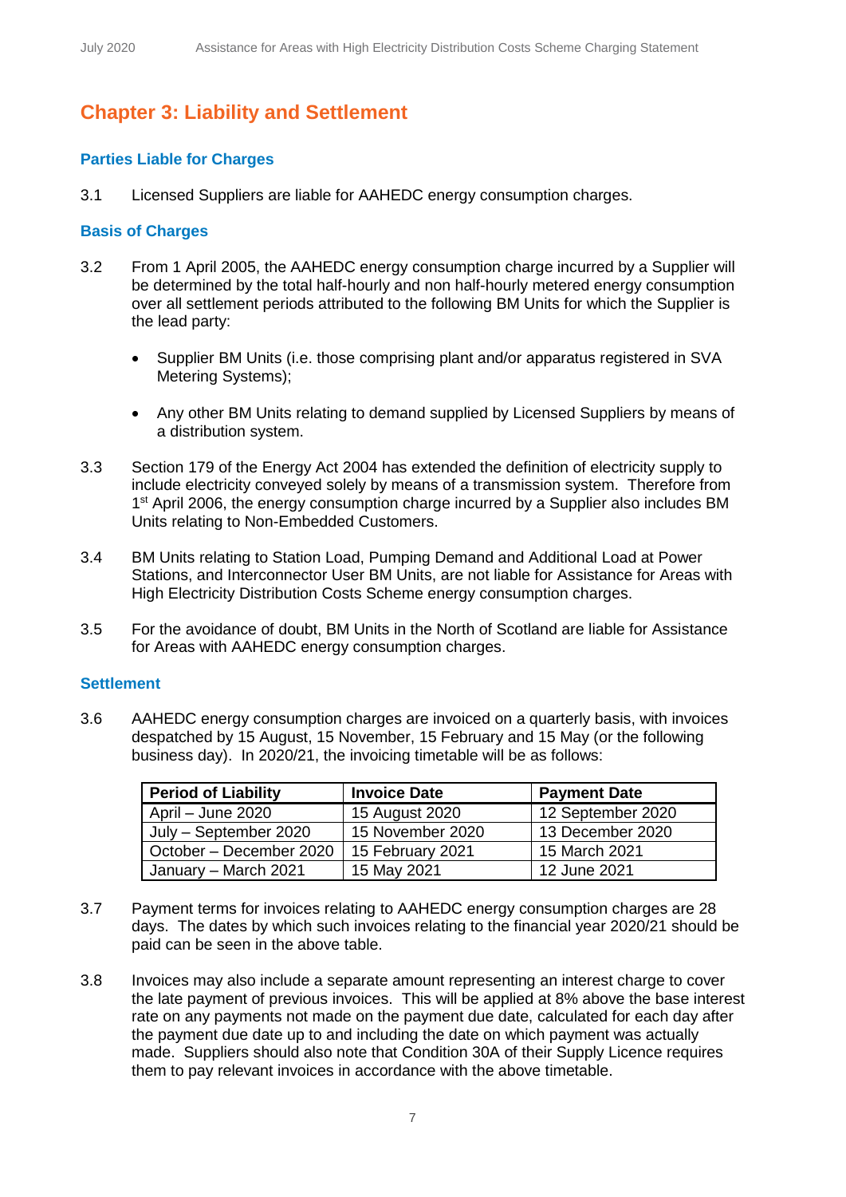## Chapter 3: Liability and Settlement

### Parties Liable for Charges

3.1 Licensed Suppliers are liable for AAHEDC energy consumption charges.

### Basis of Charges

3.2 From 1 April 2005, the AAHEDC energy consumption charge incurred by a Supplier will be determined by the total half-hourly and non half-hourly metered energy consumption over all settlement periods attributed to the following BM Units for which the Supplier is the lead party:

- Supplier BM Units (i.e. those comprising plant and/or apparatus registered in SVA Metering Systems);
- Any other BM Units relating to demand supplied by Licensed Suppliers by means of a distribution system.

3.3 Section 179 of the Energy Act 2004 has extended the definition of electricity supply to include electricity conveyed solely by means of a transmission system. Therefore from 1st April 2006, the energy consumption charge incurred by a Supplier also includes BM Units relating to Non-Embedded Customers.

3.4 BM Units relating to Station Load, Pumping Demand and Additional Load at Power Stations, and Interconnector User BM Units, are not liable for Assistance for Areas with High Electricity Distribution Costs Scheme energy consumption charges.

3.5 For the avoidance of doubt, BM Units in the North of Scotland are liable for Assistance for Areas with AAHEDC energy consumption charges.

### Settlement

3.6 AAHEDC energy consumption charges are invoiced on a quarterly basis, with invoices despatched by 15 August, 15 November, 15 February and 15 May (or the following business day). In 2020/21, the invoicing timetable will be as follows:

| Period of Liability | Invoice Date | Payment Date |
|---|---|---|
| April – June 2020 | 15 August 2020 | 12 September 2020 |
| July – September 2020 | 15 November 2020 | 13 December 2020 |
| October – December 2020 | 15 February 2021 | 15 March 2021 |
| January – March 2021 | 15 May 2021 | 12 June 2021 |

3.7 Payment terms for invoices relating to AAHEDC energy consumption charges are 28 days. The dates by which such invoices relating to the financial year 2020/21 should be paid can be seen in the above table.

3.8 Invoices may also include a separate amount representing an interest charge to cover the late payment of previous invoices. This will be applied at 8% above the base interest rate on any payments not made on the payment due date, calculated for each day after the payment due date up to and including the date on which payment was actually made. Suppliers should also note that Condition 30A of their Supply Licence requires them to pay relevant invoices in accordance with the above timetable.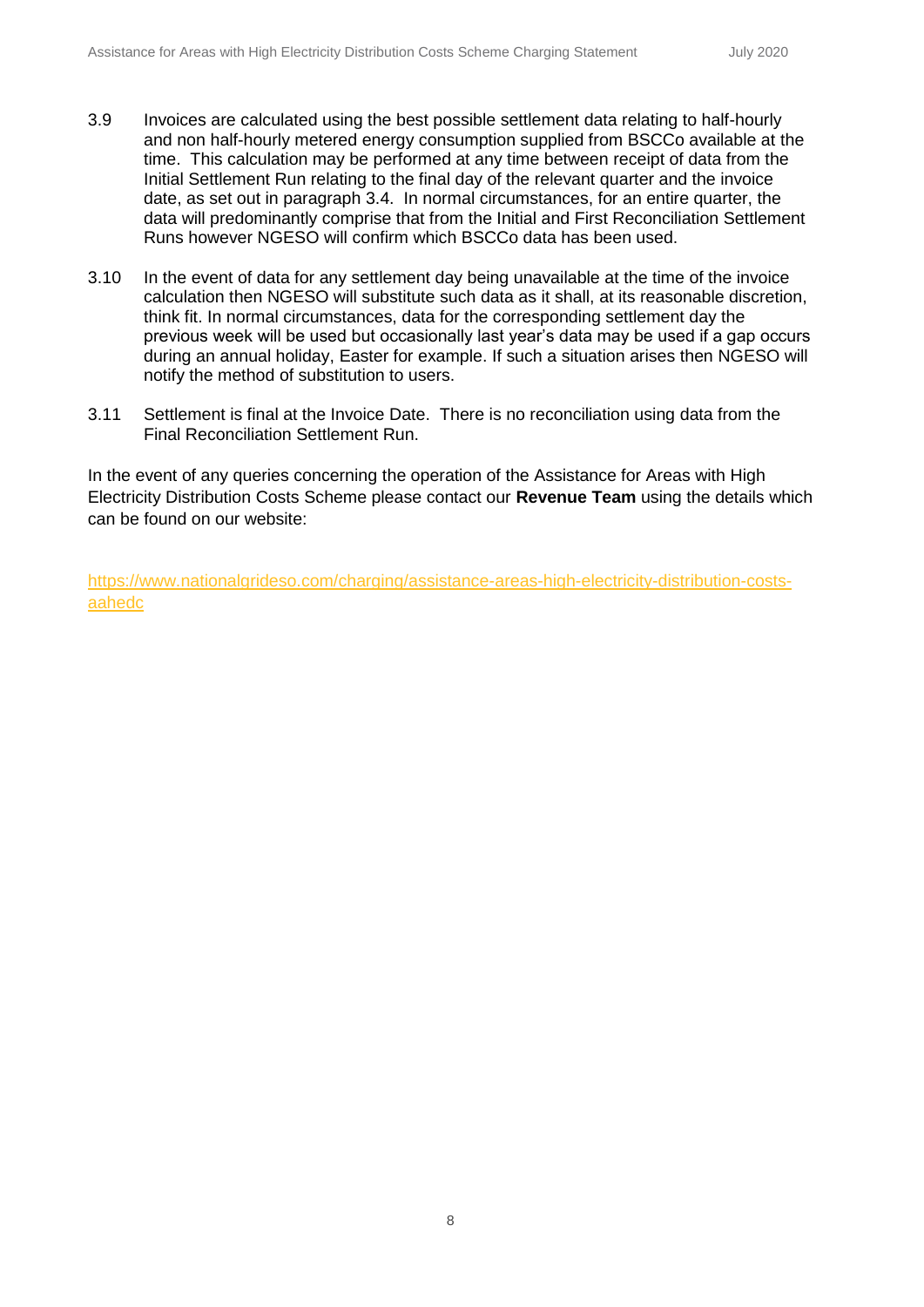3.9 Invoices are calculated using the best possible settlement data relating to half-hourly and non half-hourly metered energy consumption supplied from BSCCo available at the time. This calculation may be performed at any time between receipt of data from the Initial Settlement Run relating to the final day of the relevant quarter and the invoice date, as set out in paragraph 3.4. In normal circumstances, for an entire quarter, the data will predominantly comprise that from the Initial and First Reconciliation Settlement Runs however NGESO will confirm which BSCCo data has been used.

3.10 In the event of data for any settlement day being unavailable at the time of the invoice calculation then NGESO will substitute such data as it shall, at its reasonable discretion, think fit. In normal circumstances, data for the corresponding settlement day the previous week will be used but occasionally last year's data may be used if a gap occurs during an annual holiday, Easter for example. If such a situation arises then NGESO will notify the method of substitution to users.

3.11 Settlement is final at the Invoice Date. There is no reconciliation using data from the Final Reconciliation Settlement Run.

In the event of any queries concerning the operation of the Assistance for Areas with High Electricity Distribution Costs Scheme please contact our **Revenue Team** using the details which can be found on our website:

https://www.nationalgrideso.com/charging/assistance-areas-high-electricity-distribution-costs-aahedc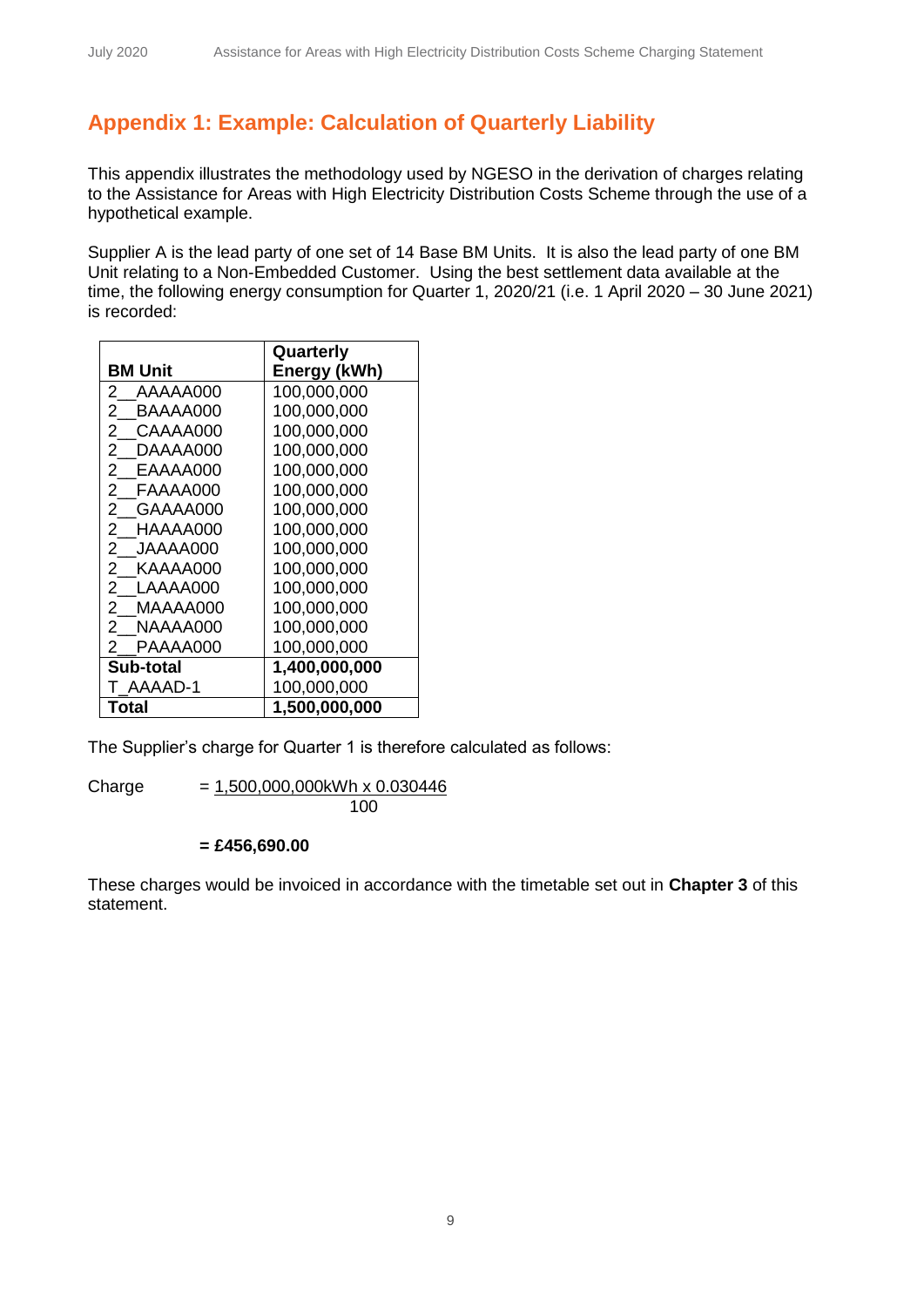## Appendix 1: Example: Calculation of Quarterly Liability

This appendix illustrates the methodology used by NGESO in the derivation of charges relating to the Assistance for Areas with High Electricity Distribution Costs Scheme through the use of a hypothetical example.

Supplier A is the lead party of one set of 14 Base BM Units. It is also the lead party of one BM Unit relating to a Non-Embedded Customer. Using the best settlement data available at the time, the following energy consumption for Quarter 1, 2020/21 (i.e. 1 April 2020 – 30 June 2021) is recorded:

| BM Unit | Quarterly Energy (kWh) |
|---|---|
| 2__AAAAA000 | 100,000,000 |
| 2__BAAAA000 | 100,000,000 |
| 2__CAAAA000 | 100,000,000 |
| 2__DAAAA000 | 100,000,000 |
| 2__EAAAA000 | 100,000,000 |
| 2__FAAAA000 | 100,000,000 |
| 2__GAAAA000 | 100,000,000 |
| 2__HAAAA000 | 100,000,000 |
| 2__JAAAA000 | 100,000,000 |
| 2__KAAAA000 | 100,000,000 |
| 2__LAAAA000 | 100,000,000 |
| 2__MAAAA000 | 100,000,000 |
| 2__NAAAA000 | 100,000,000 |
| 2__PAAAA000 | 100,000,000 |
| **Sub-total** | **1,400,000,000** |
| T_AAAAD-1 | 100,000,000 |
| **Total** | **1,500,000,000** |

The Supplier's charge for Quarter 1 is therefore calculated as follows:

$$\text{Charge} = \frac{1{,}500{,}000{,}000\text{kWh} \times 0.030446}{100}$$

**= £456,690.00**

These charges would be invoiced in accordance with the timetable set out in **Chapter 3** of this statement.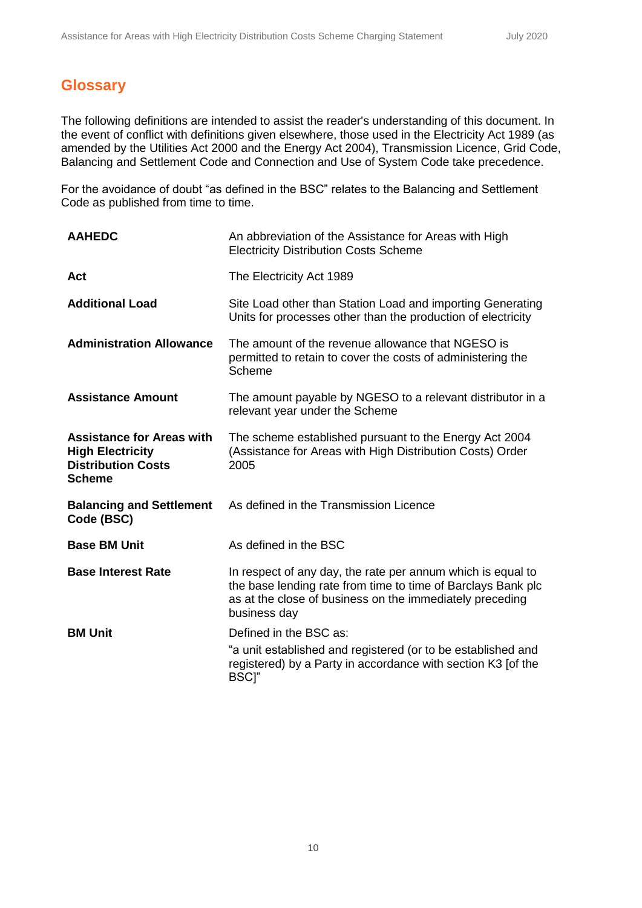## Glossary

The following definitions are intended to assist the reader's understanding of this document. In the event of conflict with definitions given elsewhere, those used in the Electricity Act 1989 (as amended by the Utilities Act 2000 and the Energy Act 2004), Transmission Licence, Grid Code, Balancing and Settlement Code and Connection and Use of System Code take precedence.

For the avoidance of doubt "as defined in the BSC" relates to the Balancing and Settlement Code as published from time to time.

| | |
|---|---|
| **AAHEDC** | An abbreviation of the Assistance for Areas with High Electricity Distribution Costs Scheme |
| **Act** | The Electricity Act 1989 |
| **Additional Load** | Site Load other than Station Load and importing Generating Units for processes other than the production of electricity |
| **Administration Allowance** | The amount of the revenue allowance that NGESO is permitted to retain to cover the costs of administering the Scheme |
| **Assistance Amount** | The amount payable by NGESO to a relevant distributor in a relevant year under the Scheme |
| **Assistance for Areas with High Electricity Distribution Costs Scheme** | The scheme established pursuant to the Energy Act 2004 (Assistance for Areas with High Distribution Costs) Order 2005 |
| **Balancing and Settlement Code (BSC)** | As defined in the Transmission Licence |
| **Base BM Unit** | As defined in the BSC |
| **Base Interest Rate** | In respect of any day, the rate per annum which is equal to the base lending rate from time to time of Barclays Bank plc as at the close of business on the immediately preceding business day |
| **BM Unit** | Defined in the BSC as: "a unit established and registered (or to be established and registered) by a Party in accordance with section K3 [of the BSC]" |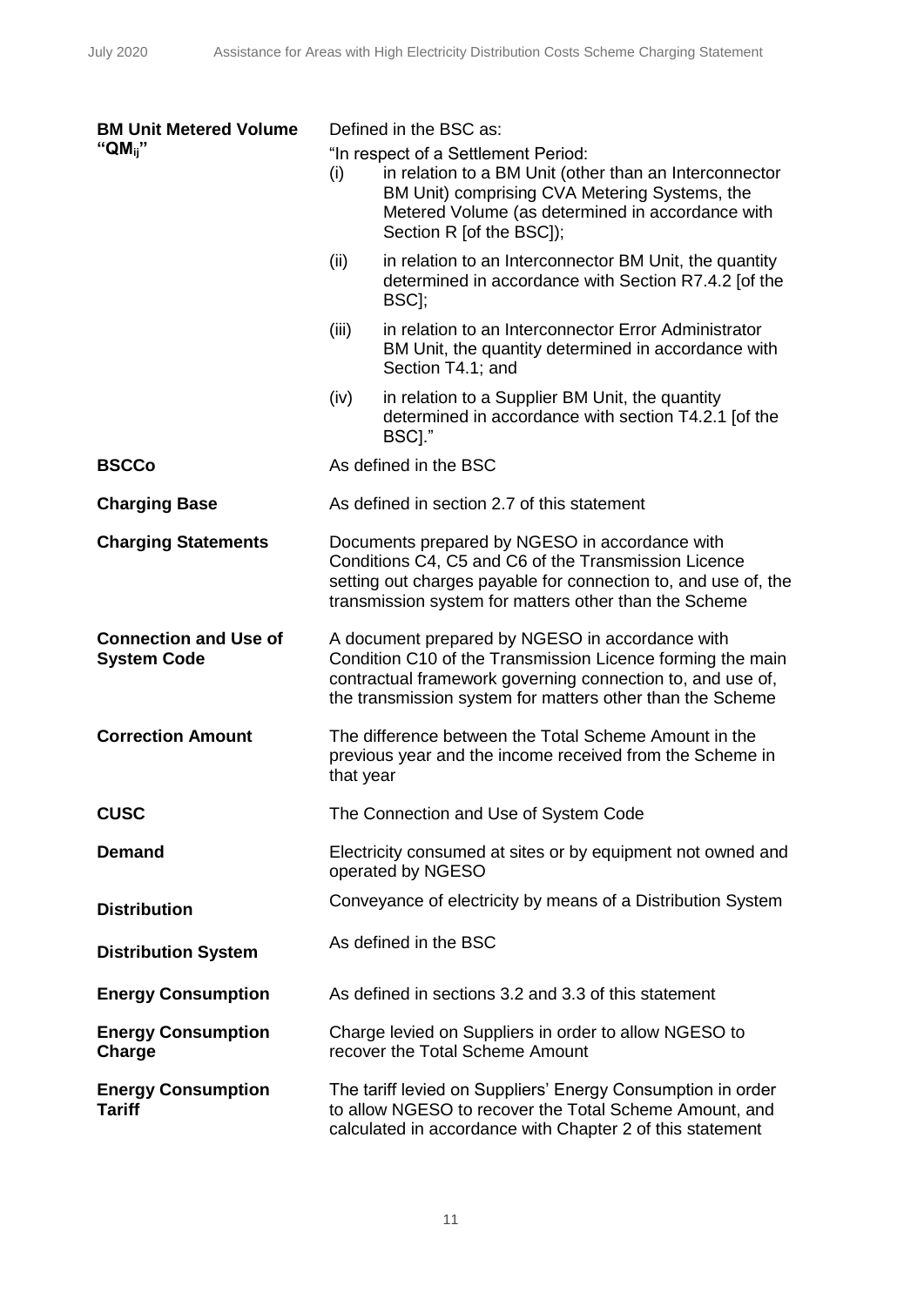| | |
|---|---|
| **BM Unit Metered Volume "$QM_{ij}$"** | Defined in the BSC as:<br>"In respect of a Settlement Period:<br>(i) in relation to a BM Unit (other than an Interconnector BM Unit) comprising CVA Metering Systems, the Metered Volume (as determined in accordance with Section R [of the BSC]);<br>(ii) in relation to an Interconnector BM Unit, the quantity determined in accordance with Section R7.4.2 [of the BSC];<br>(iii) in relation to an Interconnector Error Administrator BM Unit, the quantity determined in accordance with Section T4.1; and<br>(iv) in relation to a Supplier BM Unit, the quantity determined in accordance with section T4.2.1 [of the BSC]." |
| **BSCCo** | As defined in the BSC |
| **Charging Base** | As defined in section 2.7 of this statement |
| **Charging Statements** | Documents prepared by NGESO in accordance with Conditions C4, C5 and C6 of the Transmission Licence setting out charges payable for connection to, and use of, the transmission system for matters other than the Scheme |
| **Connection and Use of System Code** | A document prepared by NGESO in accordance with Condition C10 of the Transmission Licence forming the main contractual framework governing connection to, and use of, the transmission system for matters other than the Scheme |
| **Correction Amount** | The difference between the Total Scheme Amount in the previous year and the income received from the Scheme in that year |
| **CUSC** | The Connection and Use of System Code |
| **Demand** | Electricity consumed at sites or by equipment not owned and operated by NGESO |
| **Distribution** | Conveyance of electricity by means of a Distribution System |
| **Distribution System** | As defined in the BSC |
| **Energy Consumption** | As defined in sections 3.2 and 3.3 of this statement |
| **Energy Consumption Charge** | Charge levied on Suppliers in order to allow NGESO to recover the Total Scheme Amount |
| **Energy Consumption Tariff** | The tariff levied on Suppliers' Energy Consumption in order to allow NGESO to recover the Total Scheme Amount, and calculated in accordance with Chapter 2 of this statement |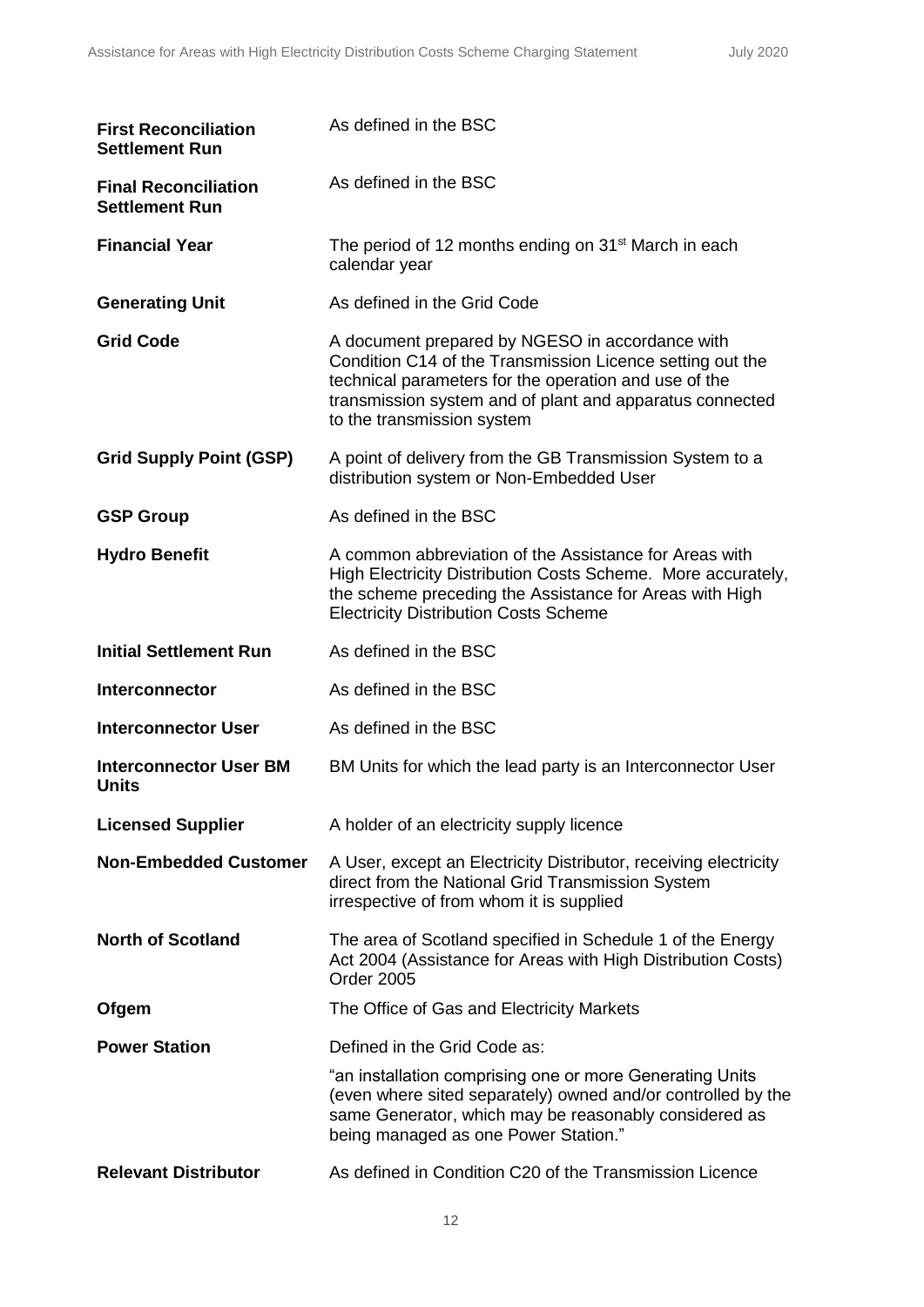| | |
|---|---|
| **First Reconciliation Settlement Run** | As defined in the BSC |
| **Final Reconciliation Settlement Run** | As defined in the BSC |
| **Financial Year** | The period of 12 months ending on 31st March in each calendar year |
| **Generating Unit** | As defined in the Grid Code |
| **Grid Code** | A document prepared by NGESO in accordance with Condition C14 of the Transmission Licence setting out the technical parameters for the operation and use of the transmission system and of plant and apparatus connected to the transmission system |
| **Grid Supply Point (GSP)** | A point of delivery from the GB Transmission System to a distribution system or Non-Embedded User |
| **GSP Group** | As defined in the BSC |
| **Hydro Benefit** | A common abbreviation of the Assistance for Areas with High Electricity Distribution Costs Scheme. More accurately, the scheme preceding the Assistance for Areas with High Electricity Distribution Costs Scheme |
| **Initial Settlement Run** | As defined in the BSC |
| **Interconnector** | As defined in the BSC |
| **Interconnector User** | As defined in the BSC |
| **Interconnector User BM Units** | BM Units for which the lead party is an Interconnector User |
| **Licensed Supplier** | A holder of an electricity supply licence |
| **Non-Embedded Customer** | A User, except an Electricity Distributor, receiving electricity direct from the National Grid Transmission System irrespective of from whom it is supplied |
| **North of Scotland** | The area of Scotland specified in Schedule 1 of the Energy Act 2004 (Assistance for Areas with High Distribution Costs) Order 2005 |
| **Ofgem** | The Office of Gas and Electricity Markets |
| **Power Station** | Defined in the Grid Code as: "an installation comprising one or more Generating Units (even where sited separately) owned and/or controlled by the same Generator, which may be reasonably considered as being managed as one Power Station." |
| **Relevant Distributor** | As defined in Condition C20 of the Transmission Licence |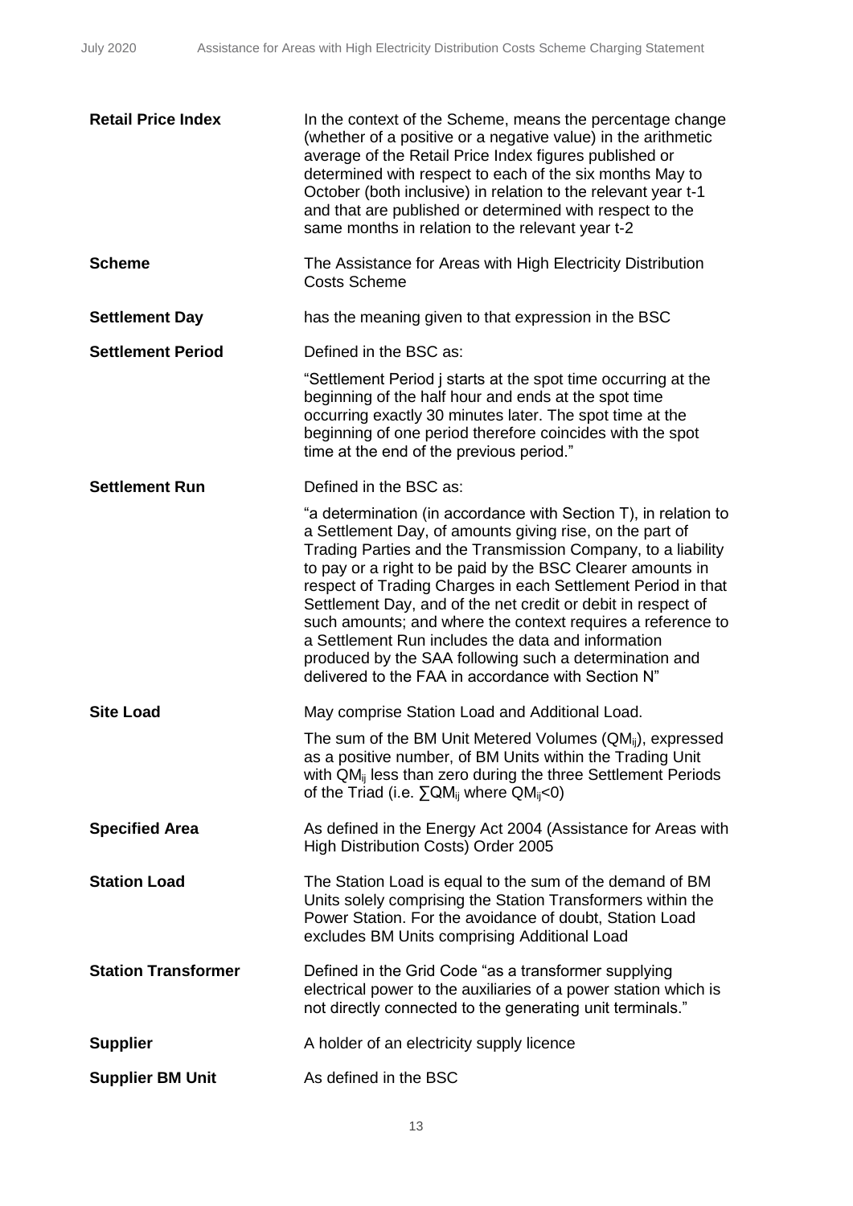| | |
|---|---|
| **Retail Price Index** | In the context of the Scheme, means the percentage change (whether of a positive or a negative value) in the arithmetic average of the Retail Price Index figures published or determined with respect to each of the six months May to October (both inclusive) in relation to the relevant year t-1 and that are published or determined with respect to the same months in relation to the relevant year t-2 |
| **Scheme** | The Assistance for Areas with High Electricity Distribution Costs Scheme |
| **Settlement Day** | has the meaning given to that expression in the BSC |
| **Settlement Period** | Defined in the BSC as:<br><br>"Settlement Period j starts at the spot time occurring at the beginning of the half hour and ends at the spot time occurring exactly 30 minutes later. The spot time at the beginning of one period therefore coincides with the spot time at the end of the previous period." |
| **Settlement Run** | Defined in the BSC as:<br><br>"a determination (in accordance with Section T), in relation to a Settlement Day, of amounts giving rise, on the part of Trading Parties and the Transmission Company, to a liability to pay or a right to be paid by the BSC Clearer amounts in respect of Trading Charges in each Settlement Period in that Settlement Day, and of the net credit or debit in respect of such amounts; and where the context requires a reference to a Settlement Run includes the data and information produced by the SAA following such a determination and delivered to the FAA in accordance with Section N" |
| **Site Load** | May comprise Station Load and Additional Load.<br><br>The sum of the BM Unit Metered Volumes ($QM_{ij}$), expressed as a positive number, of BM Units within the Trading Unit with $QM_{ij}$ less than zero during the three Settlement Periods of the Triad (i.e. $\sum QM_{ij}$ where $QM_{ij}<0$) |
| **Specified Area** | As defined in the Energy Act 2004 (Assistance for Areas with High Distribution Costs) Order 2005 |
| **Station Load** | The Station Load is equal to the sum of the demand of BM Units solely comprising the Station Transformers within the Power Station. For the avoidance of doubt, Station Load excludes BM Units comprising Additional Load |
| **Station Transformer** | Defined in the Grid Code "as a transformer supplying electrical power to the auxiliaries of a power station which is not directly connected to the generating unit terminals." |
| **Supplier** | A holder of an electricity supply licence |
| **Supplier BM Unit** | As defined in the BSC |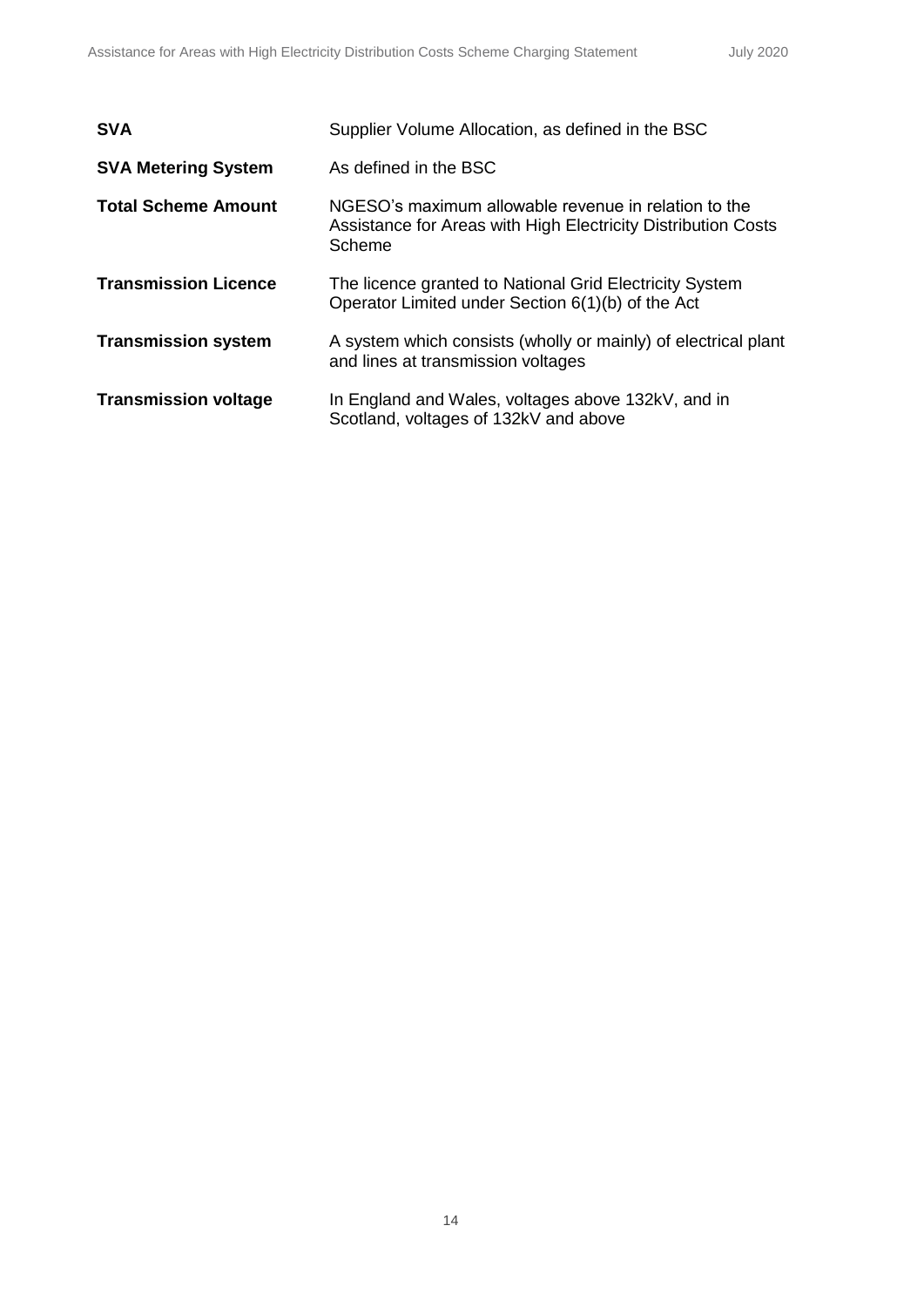| | |
|---|---|
| **SVA** | Supplier Volume Allocation, as defined in the BSC |
| **SVA Metering System** | As defined in the BSC |
| **Total Scheme Amount** | NGESO's maximum allowable revenue in relation to the Assistance for Areas with High Electricity Distribution Costs Scheme |
| **Transmission Licence** | The licence granted to National Grid Electricity System Operator Limited under Section 6(1)(b) of the Act |
| **Transmission system** | A system which consists (wholly or mainly) of electrical plant and lines at transmission voltages |
| **Transmission voltage** | In England and Wales, voltages above 132kV, and in Scotland, voltages of 132kV and above |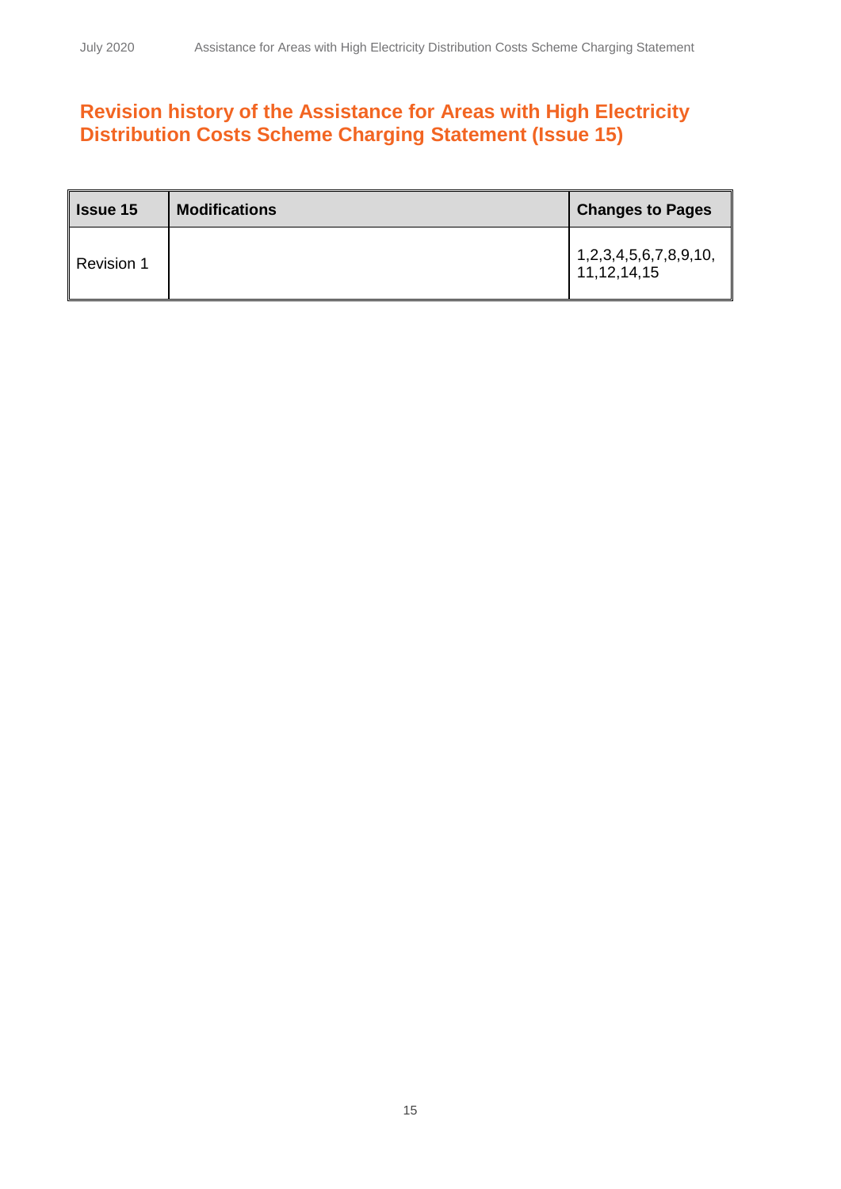## Revision history of the Assistance for Areas with High Electricity Distribution Costs Scheme Charging Statement (Issue 15)

| Issue 15 | Modifications | Changes to Pages |
|---|---|---|
| Revision 1 | | 1,2,3,4,5,6,7,8,9,10, 11,12,14,15 |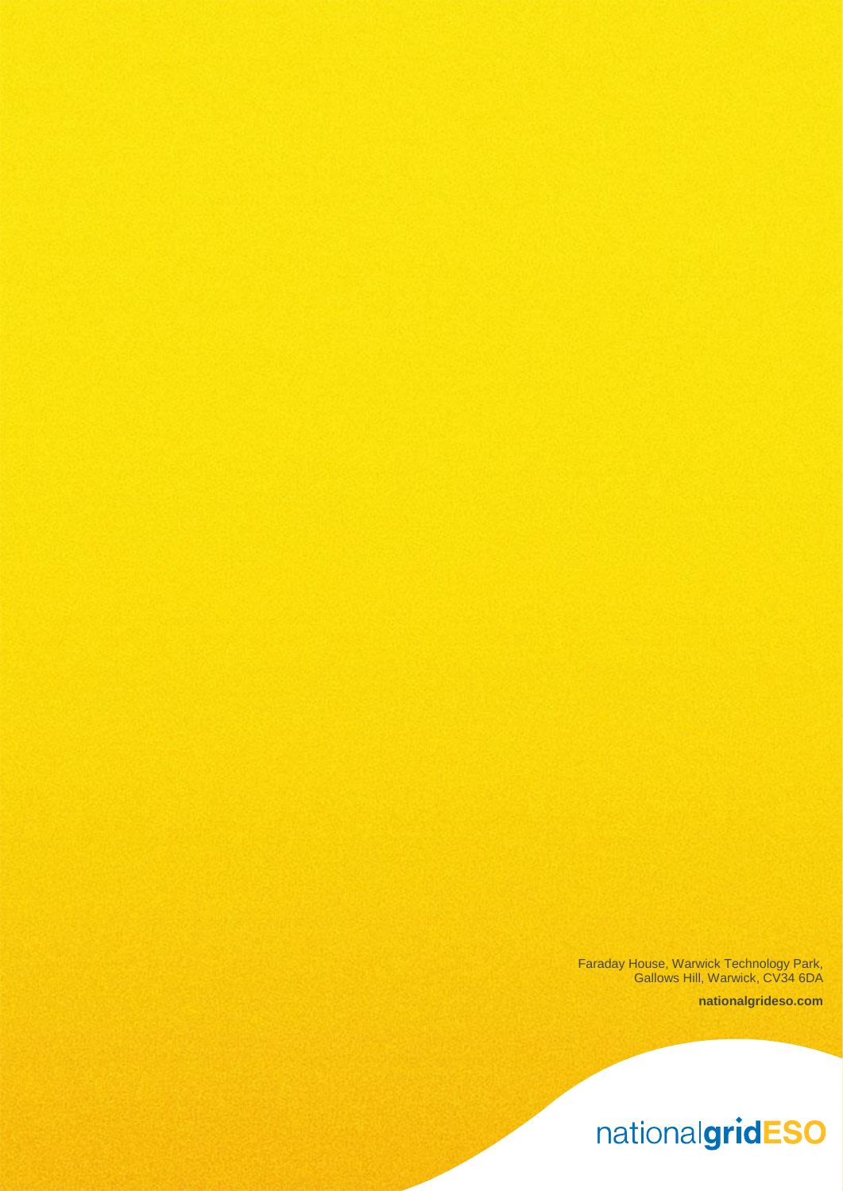Faraday House, Warwick Technology Park,
Gallows Hill, Warwick, CV34 6DA

**nationalgrideso.com**

nationalgridESO